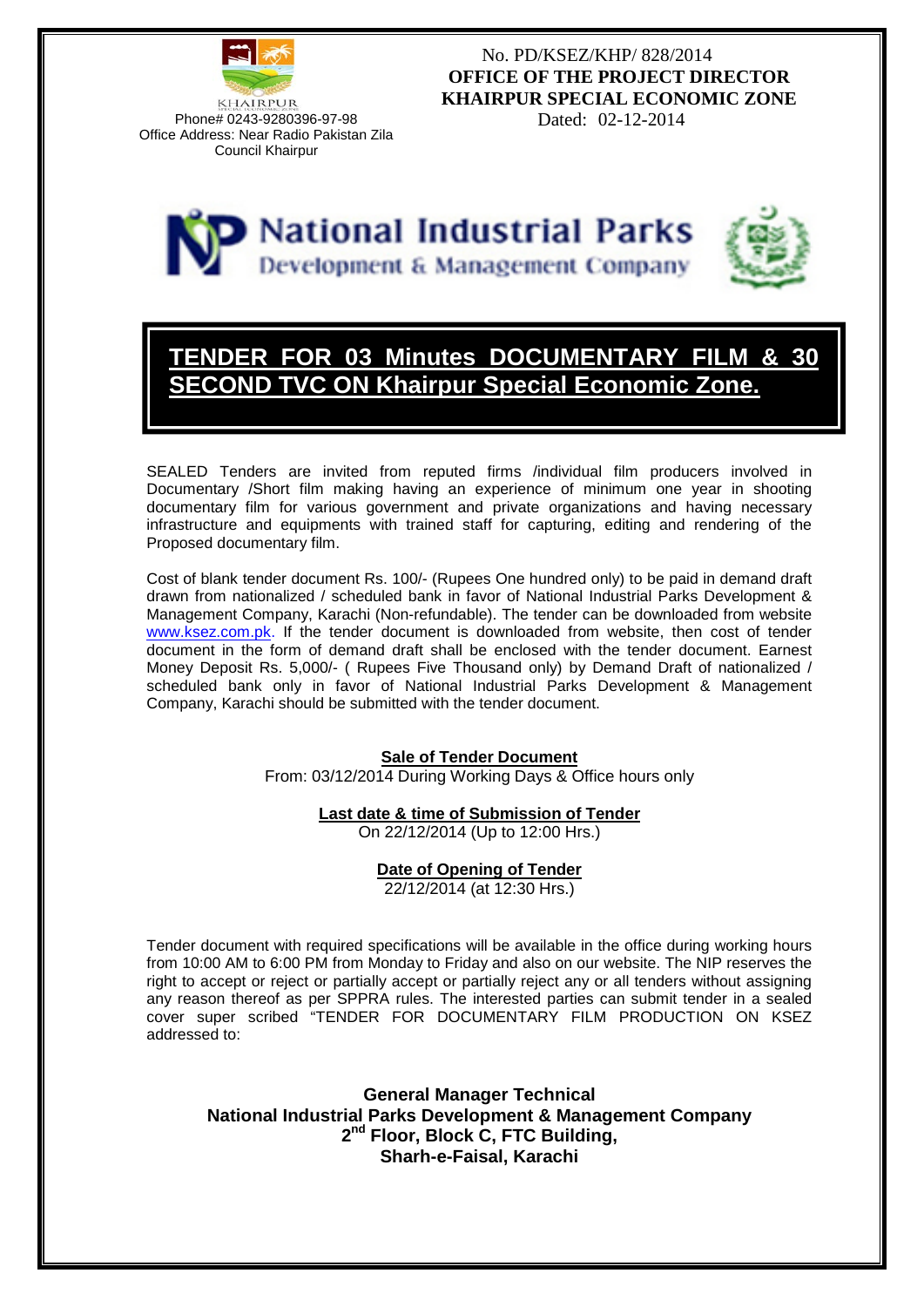KHAIRPUR

Phone# 0243-9280396-97-98

Office Address: Near Radio Pakistan Zila Council Khairpur

No. PD/KSEZ/KHP/ 828/2014

**OFFICE OF THE PROJECT DIRECTOR**

**KHAIRPUR SPECIAL ECONOMIC ZONE**

Dated: 02-12-2014

**National Industrial Parks**

**Development & Management Company**

# TENDER FOR 03 Minutes DOCUMENTARY FILM & 30 SECOND TVC ON Khairpur Special Economic Zone.

SEALED Tenders are invited from reputed firms /individual film producers involved in Documentary /Short film making having an experience of minimum one year in shooting documentary film for various government and private organizations and having necessary infrastructure and equipments with trained staff for capturing, editing and rendering of the Proposed documentary film.

Cost of blank tender document Rs. 100/- (Rupees One hundred only) to be paid in demand draft drawn from nationalized / scheduled bank in favor of National Industrial Parks Development & Management Company, Karachi (Non-refundable). The tender can be downloaded from website www.ksez.com.pk. If the tender document is downloaded from website, then cost of tender document in the form of demand draft shall be enclosed with the tender document. Earnest Money Deposit Rs. 5,000/- ( Rupees Five Thousand only) by Demand Draft of nationalized / scheduled bank only in favor of National Industrial Parks Development & Management Company, Karachi should be submitted with the tender document.

**Sale of Tender Document**

From: 03/12/2014 During Working Days & Office hours only

**Last date & time of Submission of Tender**

On 22/12/2014 (Up to 12:00 Hrs.)

**Date of Opening of Tender**

22/12/2014 (at 12:30 Hrs.)

Tender document with required specifications will be available in the office during working hours from 10:00 AM to 6:00 PM from Monday to Friday and also on our website. The NIP reserves the right to accept or reject or partially accept or partially reject any or all tenders without assigning any reason thereof as per SPPRA rules. The interested parties can submit tender in a sealed cover super scribed "TENDER FOR DOCUMENTARY FILM PRODUCTION ON KSEZ addressed to:

**General Manager Technical**

**National Industrial Parks Development & Management Company**

**2nd Floor, Block C, FTC Building,**

**Sharh-e-Faisal, Karachi**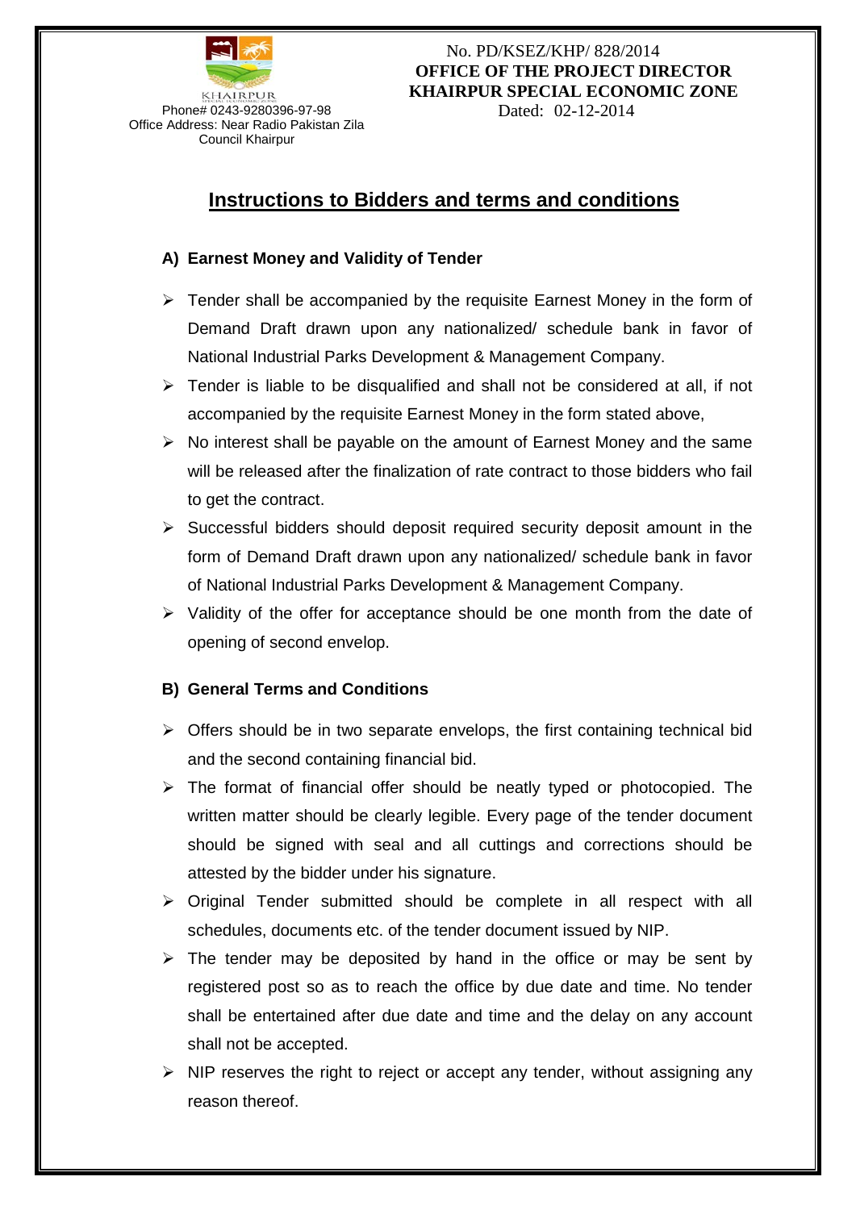KHAIRPUR

Phone# 0243-9280396-97-98

Office Address: Near Radio Pakistan Zila Council Khairpur

No. PD/KSEZ/KHP/ 828/2014

**OFFICE OF THE PROJECT DIRECTOR**

**KHAIRPUR SPECIAL ECONOMIC ZONE**

Dated: 02-12-2014

# Instructions to Bidders and terms and conditions

## A) Earnest Money and Validity of Tender

- Tender shall be accompanied by the requisite Earnest Money in the form of Demand Draft drawn upon any nationalized/ schedule bank in favor of National Industrial Parks Development & Management Company.
- Tender is liable to be disqualified and shall not be considered at all, if not accompanied by the requisite Earnest Money in the form stated above,
- No interest shall be payable on the amount of Earnest Money and the same will be released after the finalization of rate contract to those bidders who fail to get the contract.
- Successful bidders should deposit required security deposit amount in the form of Demand Draft drawn upon any nationalized/ schedule bank in favor of National Industrial Parks Development & Management Company.
- Validity of the offer for acceptance should be one month from the date of opening of second envelop.

## B) General Terms and Conditions

- Offers should be in two separate envelops, the first containing technical bid and the second containing financial bid.
- The format of financial offer should be neatly typed or photocopied. The written matter should be clearly legible. Every page of the tender document should be signed with seal and all cuttings and corrections should be attested by the bidder under his signature.
- Original Tender submitted should be complete in all respect with all schedules, documents etc. of the tender document issued by NIP.
- The tender may be deposited by hand in the office or may be sent by registered post so as to reach the office by due date and time. No tender shall be entertained after due date and time and the delay on any account shall not be accepted.
- NIP reserves the right to reject or accept any tender, without assigning any reason thereof.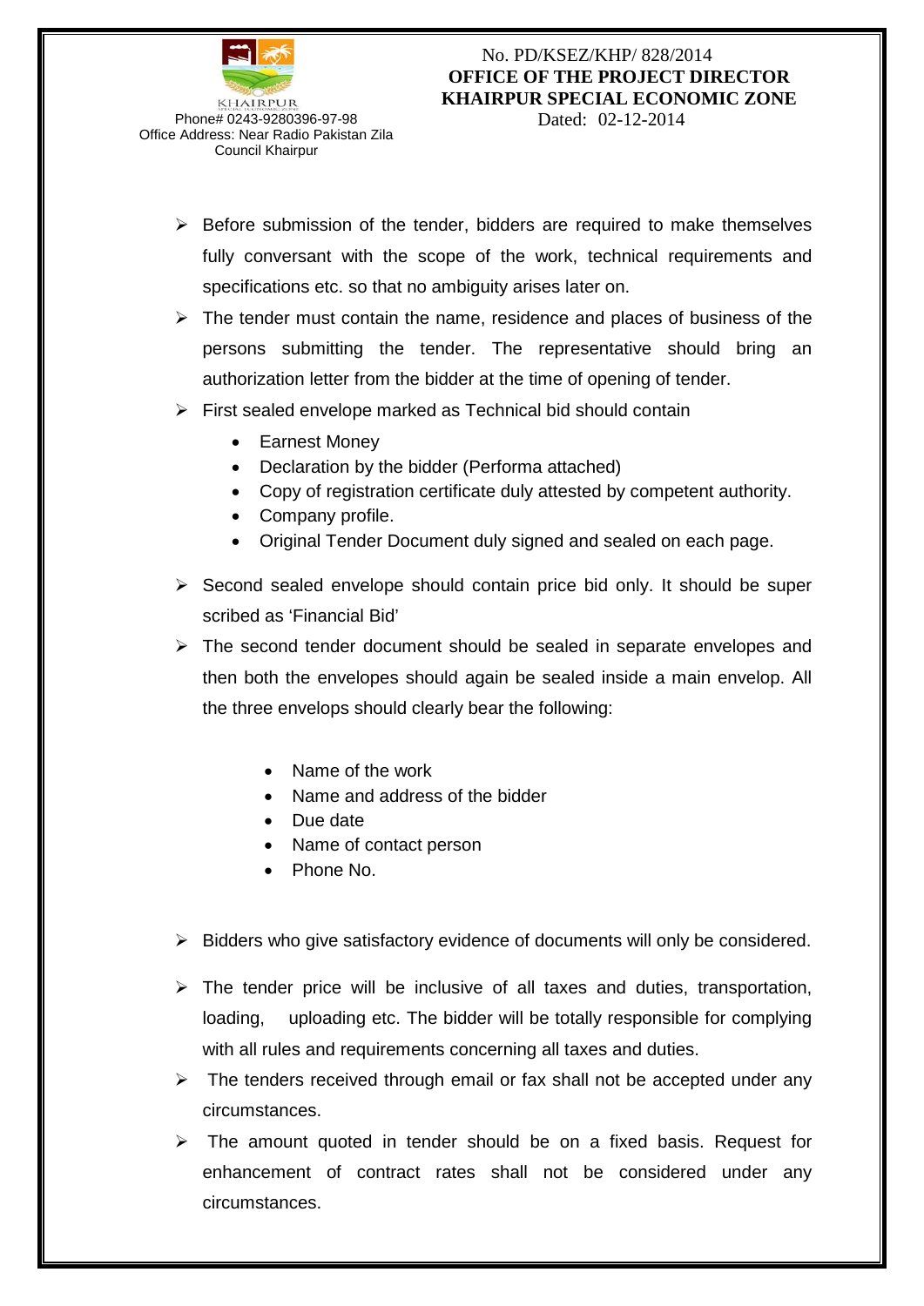Phone# 0243-9280396-97-98
Office Address: Near Radio Pakistan Zila Council Khairpur

No. PD/KSEZ/KHP/ 828/2014

**OFFICE OF THE PROJECT DIRECTOR**
**KHAIRPUR SPECIAL ECONOMIC ZONE**

Dated: 02-12-2014

- Before submission of the tender, bidders are required to make themselves fully conversant with the scope of the work, technical requirements and specifications etc. so that no ambiguity arises later on.
- The tender must contain the name, residence and places of business of the persons submitting the tender. The representative should bring an authorization letter from the bidder at the time of opening of tender.
- First sealed envelope marked as Technical bid should contain
  - Earnest Money
  - Declaration by the bidder (Performa attached)
  - Copy of registration certificate duly attested by competent authority.
  - Company profile.
  - Original Tender Document duly signed and sealed on each page.
- Second sealed envelope should contain price bid only. It should be super scribed as 'Financial Bid'
- The second tender document should be sealed in separate envelopes and then both the envelopes should again be sealed inside a main envelop. All the three envelops should clearly bear the following:
  - Name of the work
  - Name and address of the bidder
  - Due date
  - Name of contact person
  - Phone No.
- Bidders who give satisfactory evidence of documents will only be considered.
- The tender price will be inclusive of all taxes and duties, transportation, loading, uploading etc. The bidder will be totally responsible for complying with all rules and requirements concerning all taxes and duties.
- The tenders received through email or fax shall not be accepted under any circumstances.
- The amount quoted in tender should be on a fixed basis. Request for enhancement of contract rates shall not be considered under any circumstances.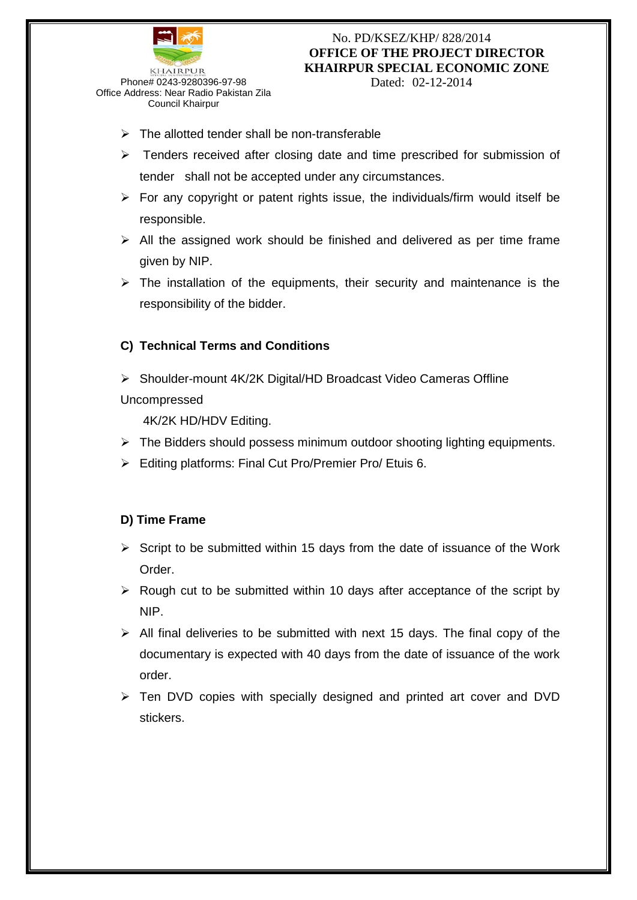No. PD/KSEZ/KHP/ 828/2014
**OFFICE OF THE PROJECT DIRECTOR**
**KHAIRPUR SPECIAL ECONOMIC ZONE**
Dated: 02-12-2014

Phone# 0243-9280396-97-98
Office Address: Near Radio Pakistan Zila Council Khairpur

- The allotted tender shall be non-transferable
- Tenders received after closing date and time prescribed for submission of tender shall not be accepted under any circumstances.
- For any copyright or patent rights issue, the individuals/firm would itself be responsible.
- All the assigned work should be finished and delivered as per time frame given by NIP.
- The installation of the equipments, their security and maintenance is the responsibility of the bidder.

### C) Technical Terms and Conditions

- Shoulder-mount 4K/2K Digital/HD Broadcast Video Cameras Offline Uncompressed 4K/2K HD/HDV Editing.
- The Bidders should possess minimum outdoor shooting lighting equipments.
- Editing platforms: Final Cut Pro/Premier Pro/ Etuis 6.

### D) Time Frame

- Script to be submitted within 15 days from the date of issuance of the Work Order.
- Rough cut to be submitted within 10 days after acceptance of the script by NIP.
- All final deliveries to be submitted with next 15 days. The final copy of the documentary is expected with 40 days from the date of issuance of the work order.
- Ten DVD copies with specially designed and printed art cover and DVD stickers.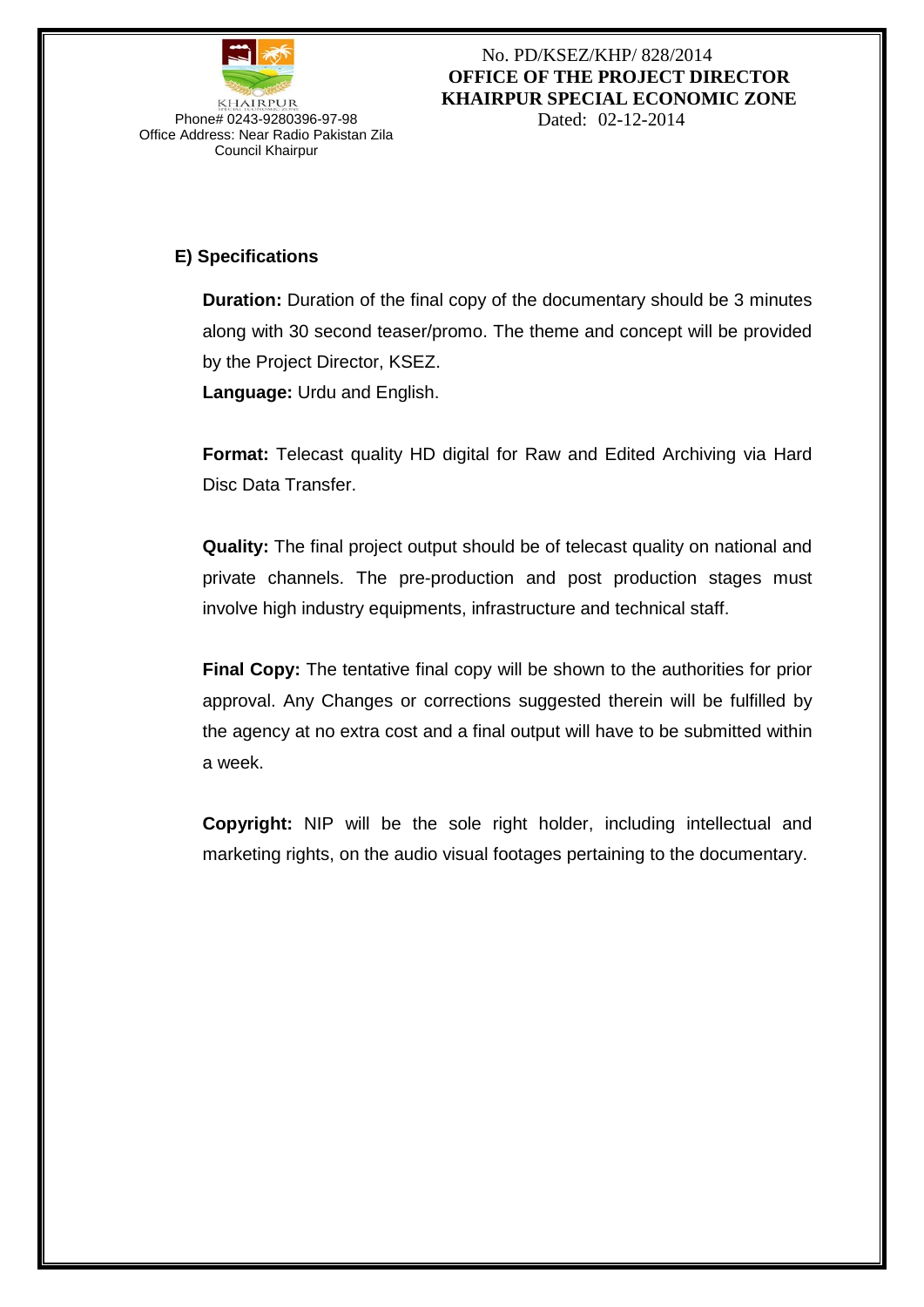No. PD/KSEZ/KHP/ 828/2014
**OFFICE OF THE PROJECT DIRECTOR**
**KHAIRPUR SPECIAL ECONOMIC ZONE**
Dated: 02-12-2014

KHAIRPUR
Phone# 0243-9280396-97-98
Office Address: Near Radio Pakistan Zila Council Khairpur

### E) Specifications

**Duration:** Duration of the final copy of the documentary should be 3 minutes along with 30 second teaser/promo. The theme and concept will be provided by the Project Director, KSEZ.

**Language:** Urdu and English.

**Format:** Telecast quality HD digital for Raw and Edited Archiving via Hard Disc Data Transfer.

**Quality:** The final project output should be of telecast quality on national and private channels. The pre-production and post production stages must involve high industry equipments, infrastructure and technical staff.

**Final Copy:** The tentative final copy will be shown to the authorities for prior approval. Any Changes or corrections suggested therein will be fulfilled by the agency at no extra cost and a final output will have to be submitted within a week.

**Copyright:** NIP will be the sole right holder, including intellectual and marketing rights, on the audio visual footages pertaining to the documentary.